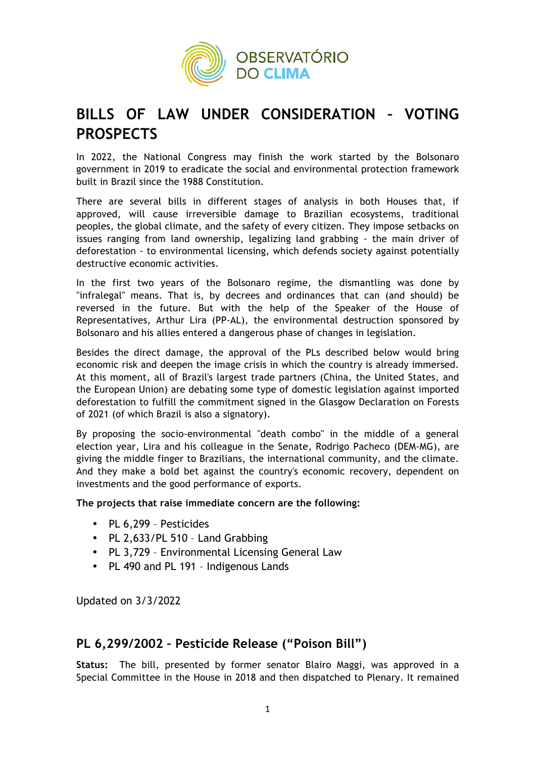OBSERVATÓRIO DO CLIMA

# BILLS OF LAW UNDER CONSIDERATION – VOTING PROSPECTS

In 2022, the National Congress may finish the work started by the Bolsonaro government in 2019 to eradicate the social and environmental protection framework built in Brazil since the 1988 Constitution.

There are several bills in different stages of analysis in both Houses that, if approved, will cause irreversible damage to Brazilian ecosystems, traditional peoples, the global climate, and the safety of every citizen. They impose setbacks on issues ranging from land ownership, legalizing land grabbing - the main driver of deforestation - to environmental licensing, which defends society against potentially destructive economic activities.

In the first two years of the Bolsonaro regime, the dismantling was done by "infralegal" means. That is, by decrees and ordinances that can (and should) be reversed in the future. But with the help of the Speaker of the House of Representatives, Arthur Lira (PP-AL), the environmental destruction sponsored by Bolsonaro and his allies entered a dangerous phase of changes in legislation.

Besides the direct damage, the approval of the PLs described below would bring economic risk and deepen the image crisis in which the country is already immersed. At this moment, all of Brazil's largest trade partners (China, the United States, and the European Union) are debating some type of domestic legislation against imported deforestation to fulfill the commitment signed in the Glasgow Declaration on Forests of 2021 (of which Brazil is also a signatory).

By proposing the socio-environmental "death combo" in the middle of a general election year, Lira and his colleague in the Senate, Rodrigo Pacheco (DEM-MG), are giving the middle finger to Brazilians, the international community, and the climate. And they make a bold bet against the country's economic recovery, dependent on investments and the good performance of exports.

**The projects that raise immediate concern are the following:**

- PL 6,299 – Pesticides
- PL 2,633/PL 510 – Land Grabbing
- PL 3,729 – Environmental Licensing General Law
- PL 490 and PL 191 – Indigenous Lands

Updated on 3/3/2022

## PL 6,299/2002 – Pesticide Release ("Poison Bill")

**Status:** The bill, presented by former senator Blairo Maggi, was approved in a Special Committee in the House in 2018 and then dispatched to Plenary. It remained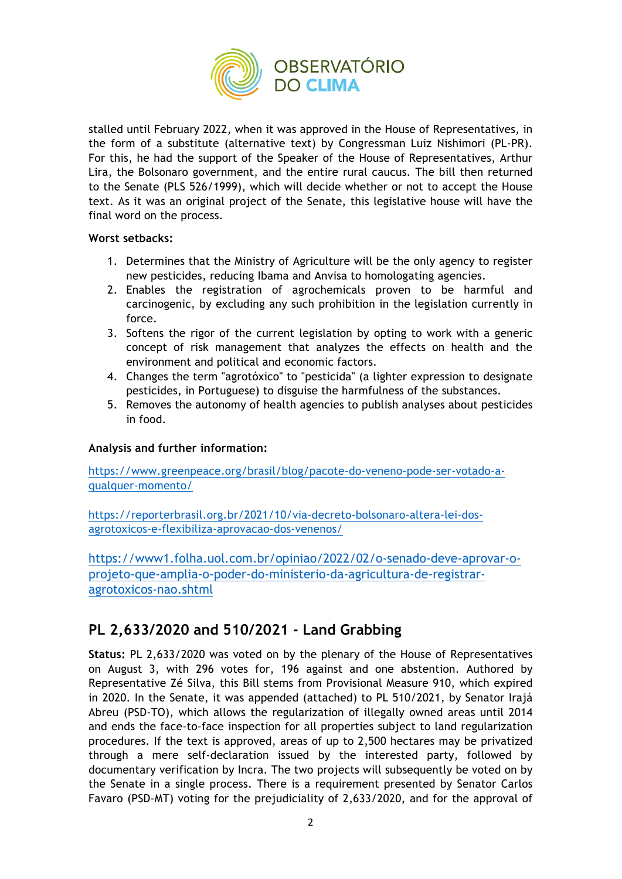stalled until February 2022, when it was approved in the House of Representatives, in the form of a substitute (alternative text) by Congressman Luiz Nishimori (PL-PR). For this, he had the support of the Speaker of the House of Representatives, Arthur Lira, the Bolsonaro government, and the entire rural caucus. The bill then returned to the Senate (PLS 526/1999), which will decide whether or not to accept the House text. As it was an original project of the Senate, this legislative house will have the final word on the process.

**Worst setbacks:**

1. Determines that the Ministry of Agriculture will be the only agency to register new pesticides, reducing Ibama and Anvisa to homologating agencies.
2. Enables the registration of agrochemicals proven to be harmful and carcinogenic, by excluding any such prohibition in the legislation currently in force.
3. Softens the rigor of the current legislation by opting to work with a generic concept of risk management that analyzes the effects on health and the environment and political and economic factors.
4. Changes the term "agrotóxico" to "pesticida" (a lighter expression to designate pesticides, in Portuguese) to disguise the harmfulness of the substances.
5. Removes the autonomy of health agencies to publish analyses about pesticides in food.

**Analysis and further information:**

https://www.greenpeace.org/brasil/blog/pacote-do-veneno-pode-ser-votado-a-qualquer-momento/

https://reporterbrasil.org.br/2021/10/via-decreto-bolsonaro-altera-lei-dos-agrotoxicos-e-flexibiliza-aprovacao-dos-venenos/

https://www1.folha.uol.com.br/opiniao/2022/02/o-senado-deve-aprovar-o-projeto-que-amplia-o-poder-do-ministerio-da-agricultura-de-registrar-agrotoxicos-nao.shtml

## PL 2,633/2020 and 510/2021 - Land Grabbing

**Status:** PL 2,633/2020 was voted on by the plenary of the House of Representatives on August 3, with 296 votes for, 196 against and one abstention. Authored by Representative Zé Silva, this Bill stems from Provisional Measure 910, which expired in 2020. In the Senate, it was appended (attached) to PL 510/2021, by Senator Irajá Abreu (PSD-TO), which allows the regularization of illegally owned areas until 2014 and ends the face-to-face inspection for all properties subject to land regularization procedures. If the text is approved, areas of up to 2,500 hectares may be privatized through a mere self-declaration issued by the interested party, followed by documentary verification by Incra. The two projects will subsequently be voted on by the Senate in a single process. There is a requirement presented by Senator Carlos Favaro (PSD-MT) voting for the prejudiciality of 2,633/2020, and for the approval of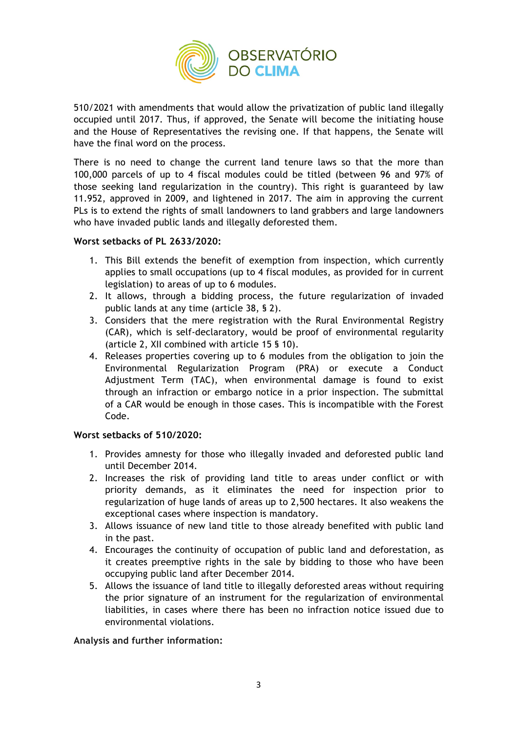510/2021 with amendments that would allow the privatization of public land illegally occupied until 2017. Thus, if approved, the Senate will become the initiating house and the House of Representatives the revising one. If that happens, the Senate will have the final word on the process.

There is no need to change the current land tenure laws so that the more than 100,000 parcels of up to 4 fiscal modules could be titled (between 96 and 97% of those seeking land regularization in the country). This right is guaranteed by law 11.952, approved in 2009, and lightened in 2017. The aim in approving the current PLs is to extend the rights of small landowners to land grabbers and large landowners who have invaded public lands and illegally deforested them.

**Worst setbacks of PL 2633/2020:**

1. This Bill extends the benefit of exemption from inspection, which currently applies to small occupations (up to 4 fiscal modules, as provided for in current legislation) to areas of up to 6 modules.
2. It allows, through a bidding process, the future regularization of invaded public lands at any time (article 38, § 2).
3. Considers that the mere registration with the Rural Environmental Registry (CAR), which is self-declaratory, would be proof of environmental regularity (article 2, XII combined with article 15 § 10).
4. Releases properties covering up to 6 modules from the obligation to join the Environmental Regularization Program (PRA) or execute a Conduct Adjustment Term (TAC), when environmental damage is found to exist through an infraction or embargo notice in a prior inspection. The submittal of a CAR would be enough in those cases. This is incompatible with the Forest Code.

**Worst setbacks of 510/2020:**

1. Provides amnesty for those who illegally invaded and deforested public land until December 2014.
2. Increases the risk of providing land title to areas under conflict or with priority demands, as it eliminates the need for inspection prior to regularization of huge lands of areas up to 2,500 hectares. It also weakens the exceptional cases where inspection is mandatory.
3. Allows issuance of new land title to those already benefited with public land in the past.
4. Encourages the continuity of occupation of public land and deforestation, as it creates preemptive rights in the sale by bidding to those who have been occupying public land after December 2014.
5. Allows the issuance of land title to illegally deforested areas without requiring the prior signature of an instrument for the regularization of environmental liabilities, in cases where there has been no infraction notice issued due to environmental violations.

**Analysis and further information:**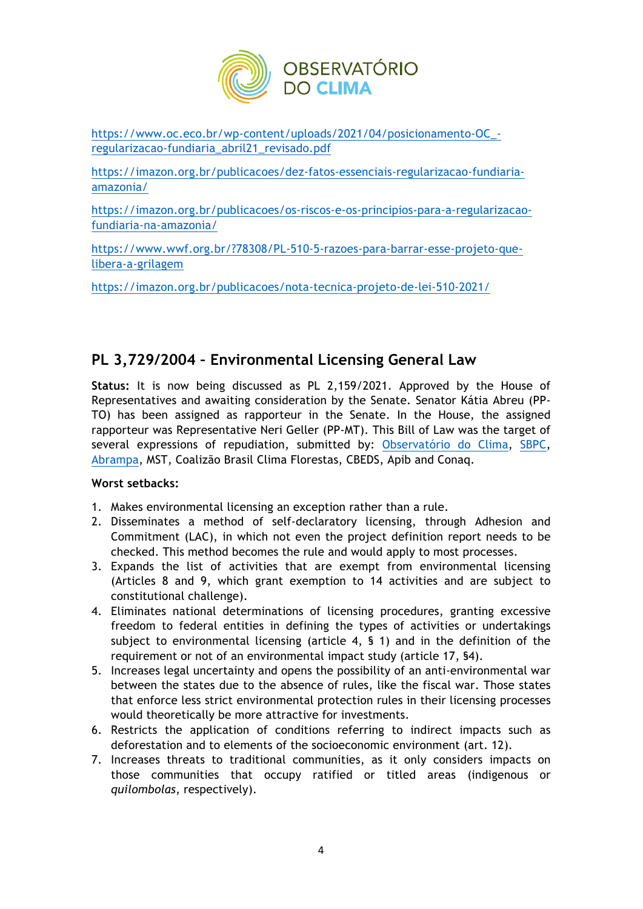https://www.oc.eco.br/wp-content/uploads/2021/04/posicionamento-OC_-regularizacao-fundiaria_abril21_revisado.pdf

https://imazon.org.br/publicacoes/dez-fatos-essenciais-regularizacao-fundiaria-amazonia/

https://imazon.org.br/publicacoes/os-riscos-e-os-principios-para-a-regularizacao-fundiaria-na-amazonia/

https://www.wwf.org.br/?78308/PL-510-5-razoes-para-barrar-esse-projeto-que-libera-a-grilagem

https://imazon.org.br/publicacoes/nota-tecnica-projeto-de-lei-510-2021/

## PL 3,729/2004 – Environmental Licensing General Law

**Status:** It is now being discussed as PL 2,159/2021. Approved by the House of Representatives and awaiting consideration by the Senate. Senator Kátia Abreu (PP-TO) has been assigned as rapporteur in the Senate. In the House, the assigned rapporteur was Representative Neri Geller (PP-MT). This Bill of Law was the target of several expressions of repudiation, submitted by: Observatório do Clima, SBPC, Abrampa, MST, Coalizão Brasil Clima Florestas, CBEDS, Apib and Conaq.

**Worst setbacks:**

1. Makes environmental licensing an exception rather than a rule.
2. Disseminates a method of self-declaratory licensing, through Adhesion and Commitment (LAC), in which not even the project definition report needs to be checked. This method becomes the rule and would apply to most processes.
3. Expands the list of activities that are exempt from environmental licensing (Articles 8 and 9, which grant exemption to 14 activities and are subject to constitutional challenge).
4. Eliminates national determinations of licensing procedures, granting excessive freedom to federal entities in defining the types of activities or undertakings subject to environmental licensing (article 4, § 1) and in the definition of the requirement or not of an environmental impact study (article 17, §4).
5. Increases legal uncertainty and opens the possibility of an anti-environmental war between the states due to the absence of rules, like the fiscal war. Those states that enforce less strict environmental protection rules in their licensing processes would theoretically be more attractive for investments.
6. Restricts the application of conditions referring to indirect impacts such as deforestation and to elements of the socioeconomic environment (art. 12).
7. Increases threats to traditional communities, as it only considers impacts on those communities that occupy ratified or titled areas (indigenous or *quilombolas*, respectively).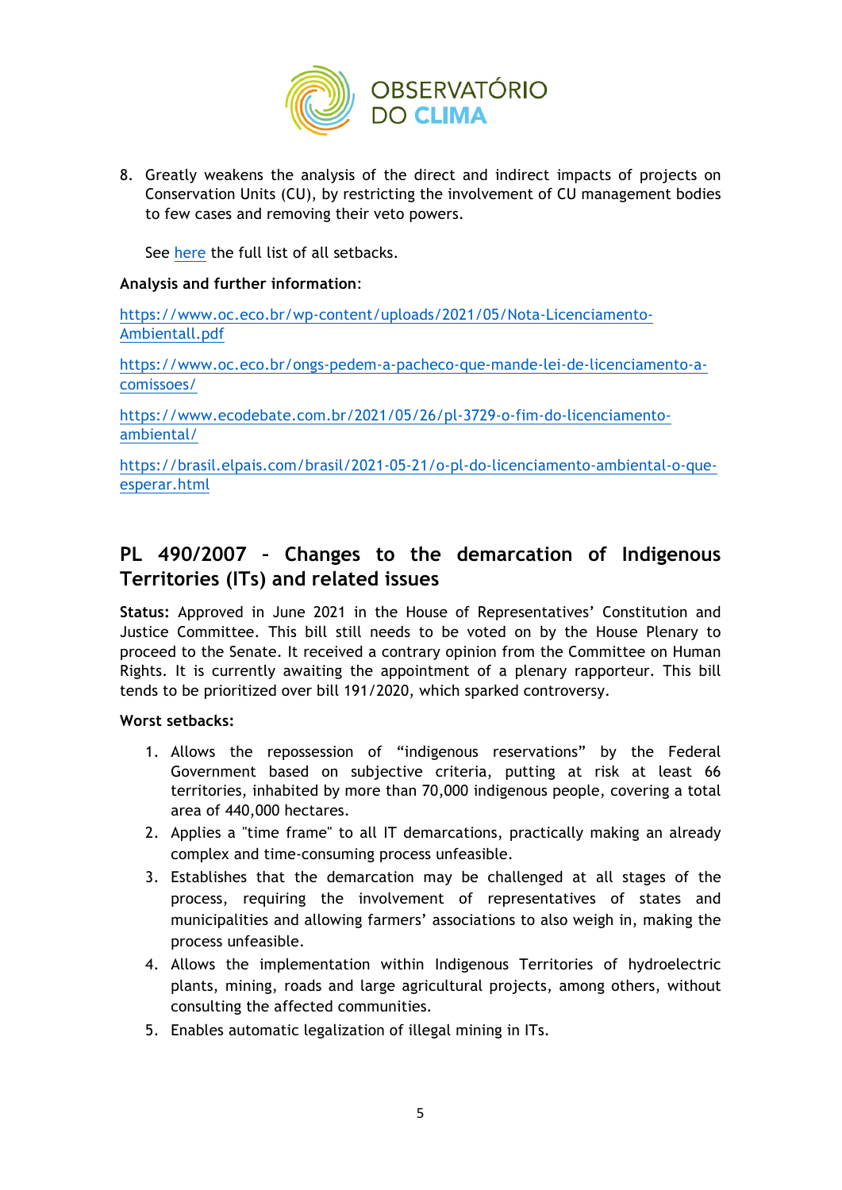8. Greatly weakens the analysis of the direct and indirect impacts of projects on Conservation Units (CU), by restricting the involvement of CU management bodies to few cases and removing their veto powers.

   See [here]() the full list of all setbacks.

**Analysis and further information**:

https://www.oc.eco.br/wp-content/uploads/2021/05/Nota-Licenciamento-Ambientall.pdf

https://www.oc.eco.br/ongs-pedem-a-pacheco-que-mande-lei-de-licenciamento-a-comissoes/

https://www.ecodebate.com.br/2021/05/26/pl-3729-o-fim-do-licenciamento-ambiental/

https://brasil.elpais.com/brasil/2021-05-21/o-pl-do-licenciamento-ambiental-o-que-esperar.html

## PL 490/2007 – Changes to the demarcation of Indigenous Territories (ITs) and related issues

**Status:** Approved in June 2021 in the House of Representatives' Constitution and Justice Committee. This bill still needs to be voted on by the House Plenary to proceed to the Senate. It received a contrary opinion from the Committee on Human Rights. It is currently awaiting the appointment of a plenary rapporteur. This bill tends to be prioritized over bill 191/2020, which sparked controversy.

**Worst setbacks:**

1. Allows the repossession of "indigenous reservations" by the Federal Government based on subjective criteria, putting at risk at least 66 territories, inhabited by more than 70,000 indigenous people, covering a total area of 440,000 hectares.
2. Applies a "time frame" to all IT demarcations, practically making an already complex and time-consuming process unfeasible.
3. Establishes that the demarcation may be challenged at all stages of the process, requiring the involvement of representatives of states and municipalities and allowing farmers' associations to also weigh in, making the process unfeasible.
4. Allows the implementation within Indigenous Territories of hydroelectric plants, mining, roads and large agricultural projects, among others, without consulting the affected communities.
5. Enables automatic legalization of illegal mining in ITs.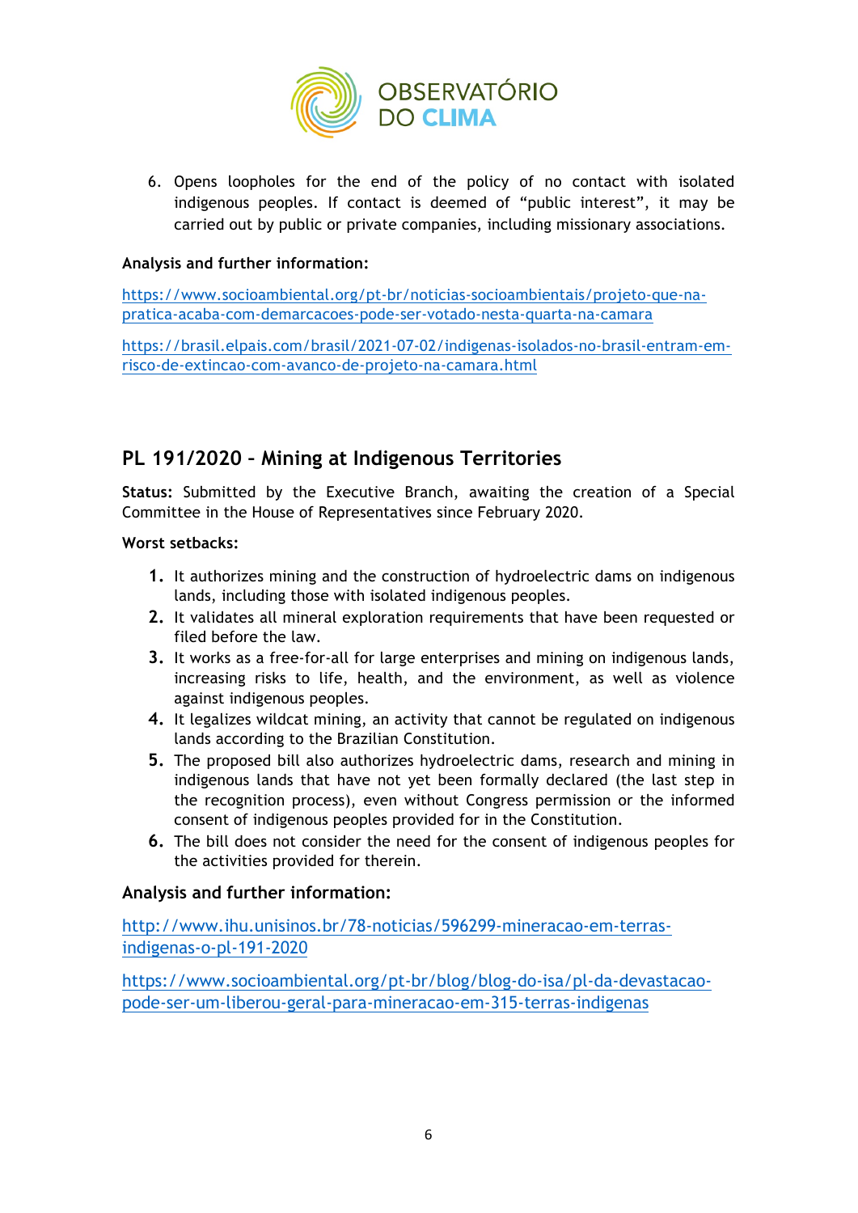6. Opens loopholes for the end of the policy of no contact with isolated indigenous peoples. If contact is deemed of "public interest", it may be carried out by public or private companies, including missionary associations.

**Analysis and further information:**

https://www.socioambiental.org/pt-br/noticias-socioambientais/projeto-que-na-pratica-acaba-com-demarcacoes-pode-ser-votado-nesta-quarta-na-camara

https://brasil.elpais.com/brasil/2021-07-02/indigenas-isolados-no-brasil-entram-em-risco-de-extincao-com-avanco-de-projeto-na-camara.html

## PL 191/2020 – Mining at Indigenous Territories

**Status:** Submitted by the Executive Branch, awaiting the creation of a Special Committee in the House of Representatives since February 2020.

**Worst setbacks:**

1. It authorizes mining and the construction of hydroelectric dams on indigenous lands, including those with isolated indigenous peoples.
2. It validates all mineral exploration requirements that have been requested or filed before the law.
3. It works as a free-for-all for large enterprises and mining on indigenous lands, increasing risks to life, health, and the environment, as well as violence against indigenous peoples.
4. It legalizes wildcat mining, an activity that cannot be regulated on indigenous lands according to the Brazilian Constitution.
5. The proposed bill also authorizes hydroelectric dams, research and mining in indigenous lands that have not yet been formally declared (the last step in the recognition process), even without Congress permission or the informed consent of indigenous peoples provided for in the Constitution.
6. The bill does not consider the need for the consent of indigenous peoples for the activities provided for therein.

**Analysis and further information:**

http://www.ihu.unisinos.br/78-noticias/596299-mineracao-em-terras-indigenas-o-pl-191-2020

https://www.socioambiental.org/pt-br/blog/blog-do-isa/pl-da-devastacao-pode-ser-um-liberou-geral-para-mineracao-em-315-terras-indigenas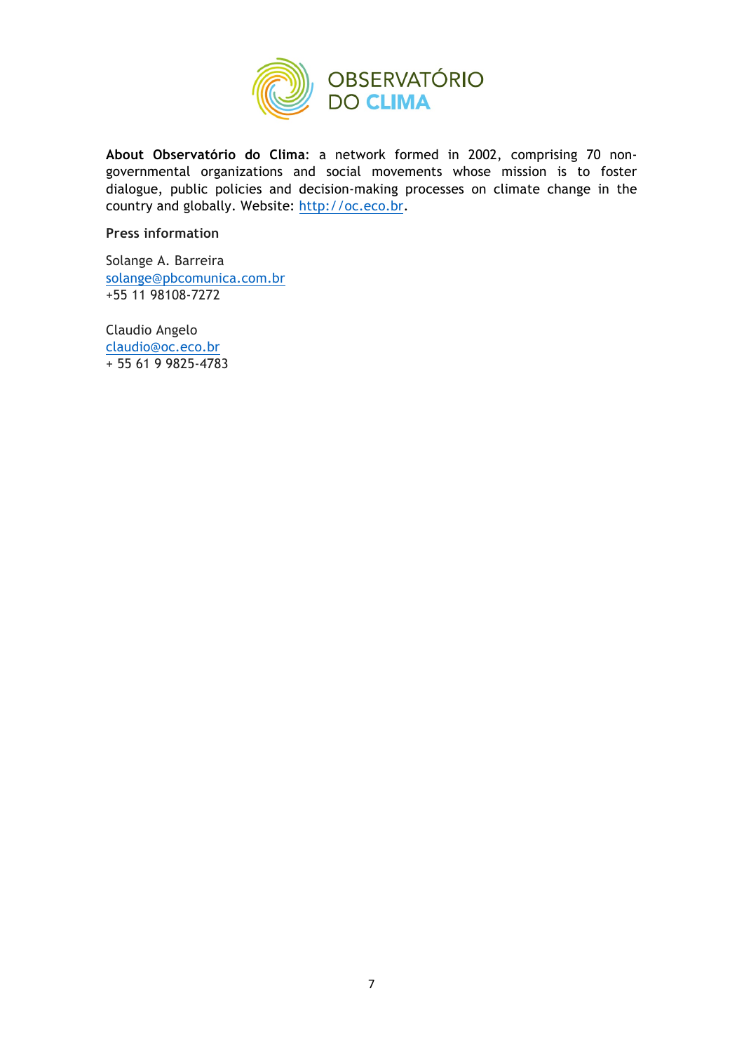**About Observatório do Clima**: a network formed in 2002, comprising 70 non-governmental organizations and social movements whose mission is to foster dialogue, public policies and decision-making processes on climate change in the country and globally. Website: http://oc.eco.br.

**Press information**

Solange A. Barreira
solange@pbcomunica.com.br
+55 11 98108-7272

Claudio Angelo
claudio@oc.eco.br
+ 55 61 9 9825-4783